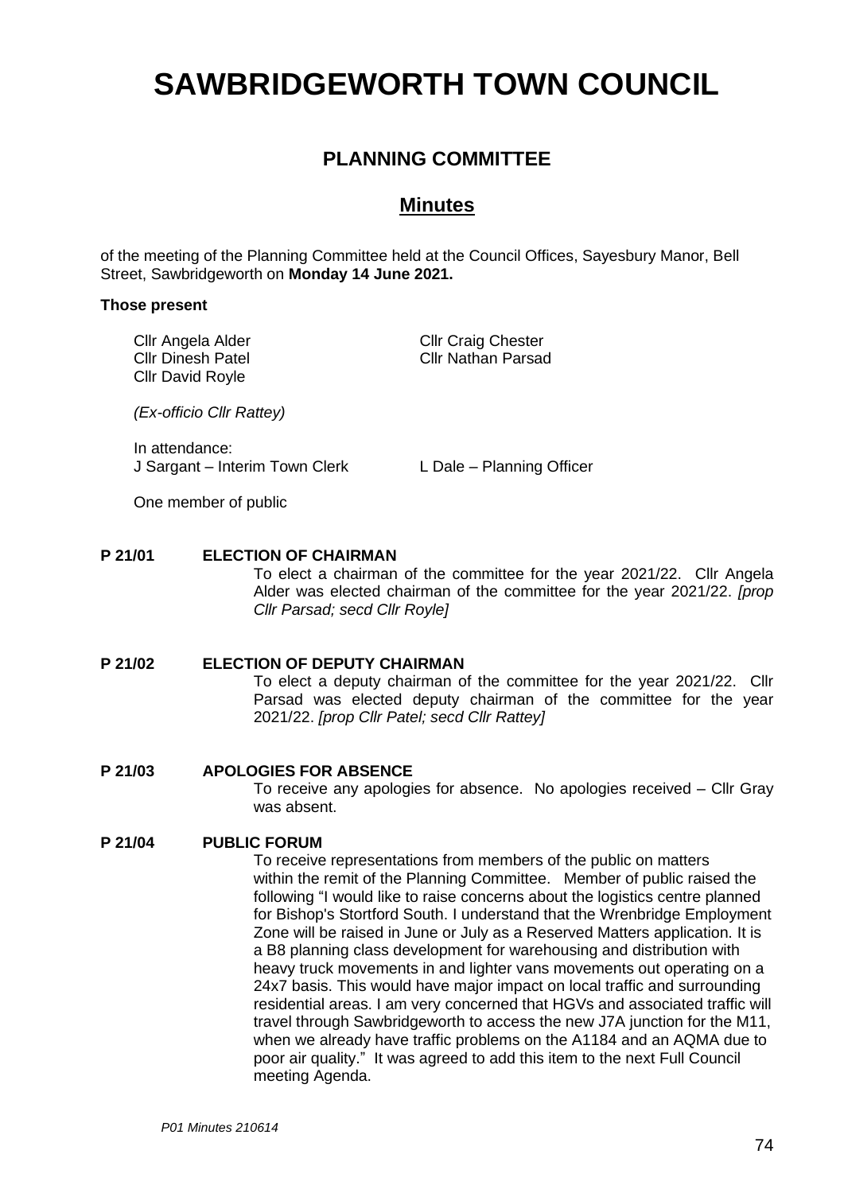# SAWBRIDGEWORTH TOWN COUNCIL

## PLANNING COMMITTEE

## Minutes

of the meeting of the Planning Committee held at the Council Offices, Sayesbury Manor, Bell Street, Sawbridgeworth on **Monday 14 June 2021.**

**Those present**

Cllr Angela Alder
Cllr Craig Chester
Cllr Dinesh Patel
Cllr Nathan Parsad
Cllr David Royle

*(Ex-officio Cllr Rattey)*

In attendance:
J Sargant – Interim Town Clerk
L Dale – Planning Officer

One member of public

**P 21/01 ELECTION OF CHAIRMAN**

To elect a chairman of the committee for the year 2021/22. Cllr Angela Alder was elected chairman of the committee for the year 2021/22. *[prop Cllr Parsad; secd Cllr Royle]*

**P 21/02 ELECTION OF DEPUTY CHAIRMAN**

To elect a deputy chairman of the committee for the year 2021/22. Cllr Parsad was elected deputy chairman of the committee for the year 2021/22. *[prop Cllr Patel; secd Cllr Rattey]*

**P 21/03 APOLOGIES FOR ABSENCE**

To receive any apologies for absence. No apologies received – Cllr Gray was absent.

**P 21/04 PUBLIC FORUM**

To receive representations from members of the public on matters within the remit of the Planning Committee. Member of public raised the following "I would like to raise concerns about the logistics centre planned for Bishop's Stortford South. I understand that the Wrenbridge Employment Zone will be raised in June or July as a Reserved Matters application. It is a B8 planning class development for warehousing and distribution with heavy truck movements in and lighter vans movements out operating on a 24x7 basis. This would have major impact on local traffic and surrounding residential areas. I am very concerned that HGVs and associated traffic will travel through Sawbridgeworth to access the new J7A junction for the M11, when we already have traffic problems on the A1184 and an AQMA due to poor air quality." It was agreed to add this item to the next Full Council meeting Agenda.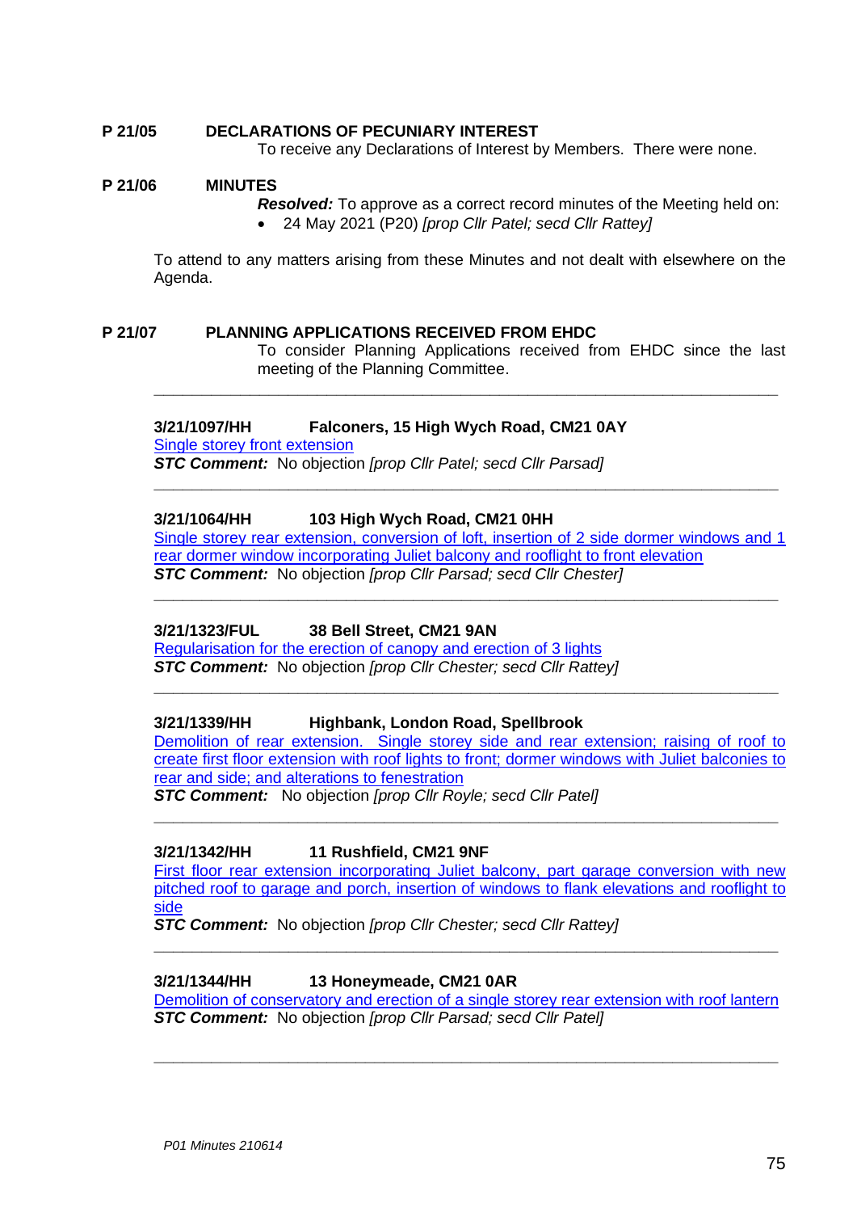**P 21/05 DECLARATIONS OF PECUNIARY INTEREST**

To receive any Declarations of Interest by Members. There were none.

**P 21/06 MINUTES**

***Resolved:*** To approve as a correct record minutes of the Meeting held on:

- 24 May 2021 (P20) *[prop Cllr Patel; secd Cllr Rattey]*

To attend to any matters arising from these Minutes and not dealt with elsewhere on the Agenda.

**P 21/07 PLANNING APPLICATIONS RECEIVED FROM EHDC**

To consider Planning Applications received from EHDC since the last meeting of the Planning Committee.

---

**3/21/1097/HH Falconers, 15 High Wych Road, CM21 0AY**

Single storey front extension

***STC Comment:*** No objection *[prop Cllr Patel; secd Cllr Parsad]*

---

**3/21/1064/HH 103 High Wych Road, CM21 0HH**

Single storey rear extension, conversion of loft, insertion of 2 side dormer windows and 1 rear dormer window incorporating Juliet balcony and rooflight to front elevation

***STC Comment:*** No objection *[prop Cllr Parsad; secd Cllr Chester]*

---

**3/21/1323/FUL 38 Bell Street, CM21 9AN**

Regularisation for the erection of canopy and erection of 3 lights

***STC Comment:*** No objection *[prop Cllr Chester; secd Cllr Rattey]*

---

**3/21/1339/HH Highbank, London Road, Spellbrook**

Demolition of rear extension. Single storey side and rear extension; raising of roof to create first floor extension with roof lights to front; dormer windows with Juliet balconies to rear and side; and alterations to fenestration

***STC Comment:*** No objection *[prop Cllr Royle; secd Cllr Patel]*

---

**3/21/1342/HH 11 Rushfield, CM21 9NF**

First floor rear extension incorporating Juliet balcony, part garage conversion with new pitched roof to garage and porch, insertion of windows to flank elevations and rooflight to side

***STC Comment:*** No objection *[prop Cllr Chester; secd Cllr Rattey]*

---

**3/21/1344/HH 13 Honeymeade, CM21 0AR**

Demolition of conservatory and erection of a single storey rear extension with roof lantern

***STC Comment:*** No objection *[prop Cllr Parsad; secd Cllr Patel]*

---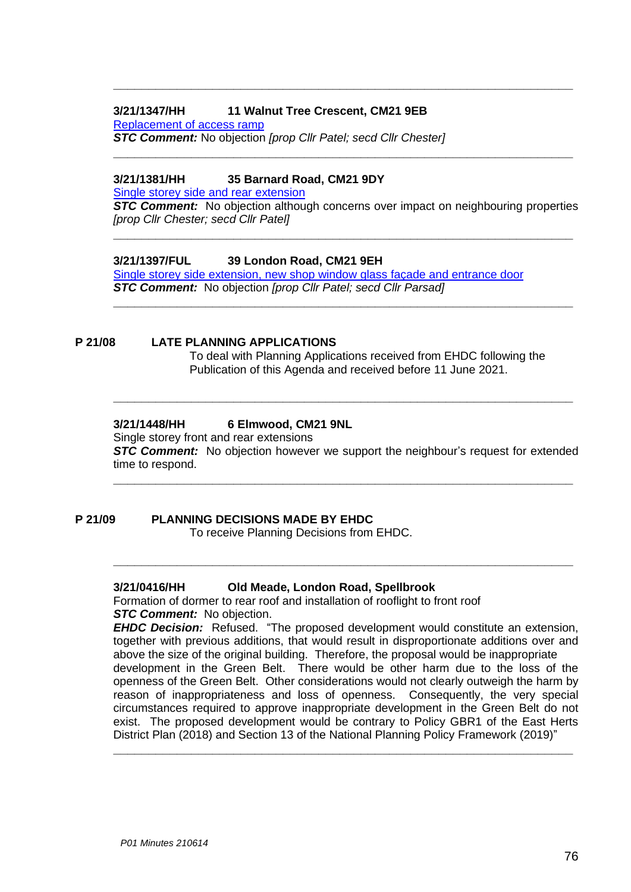---

**3/21/1347/HH 11 Walnut Tree Crescent, CM21 9EB**

Replacement of access ramp

***STC Comment:*** No objection *[prop Cllr Patel; secd Cllr Chester]*

---

**3/21/1381/HH 35 Barnard Road, CM21 9DY**

Single storey side and rear extension

***STC Comment:*** No objection although concerns over impact on neighbouring properties *[prop Cllr Chester; secd Cllr Patel]*

---

**3/21/1397/FUL 39 London Road, CM21 9EH**

Single storey side extension, new shop window glass façade and entrance door

***STC Comment:*** No objection *[prop Cllr Patel; secd Cllr Parsad]*

---

## P 21/08 LATE PLANNING APPLICATIONS

To deal with Planning Applications received from EHDC following the Publication of this Agenda and received before 11 June 2021.

---

**3/21/1448/HH 6 Elmwood, CM21 9NL**

Single storey front and rear extensions

***STC Comment:*** No objection however we support the neighbour's request for extended time to respond.

---

## P 21/09 PLANNING DECISIONS MADE BY EHDC

To receive Planning Decisions from EHDC.

---

**3/21/0416/HH Old Meade, London Road, Spellbrook**

Formation of dormer to rear roof and installation of rooflight to front roof

***STC Comment:*** No objection.

***EHDC Decision:*** Refused. "The proposed development would constitute an extension, together with previous additions, that would result in disproportionate additions over and above the size of the original building. Therefore, the proposal would be inappropriate development in the Green Belt. There would be other harm due to the loss of the openness of the Green Belt. Other considerations would not clearly outweigh the harm by reason of inappropriateness and loss of openness. Consequently, the very special circumstances required to approve inappropriate development in the Green Belt do not exist. The proposed development would be contrary to Policy GBR1 of the East Herts District Plan (2018) and Section 13 of the National Planning Policy Framework (2019)"

---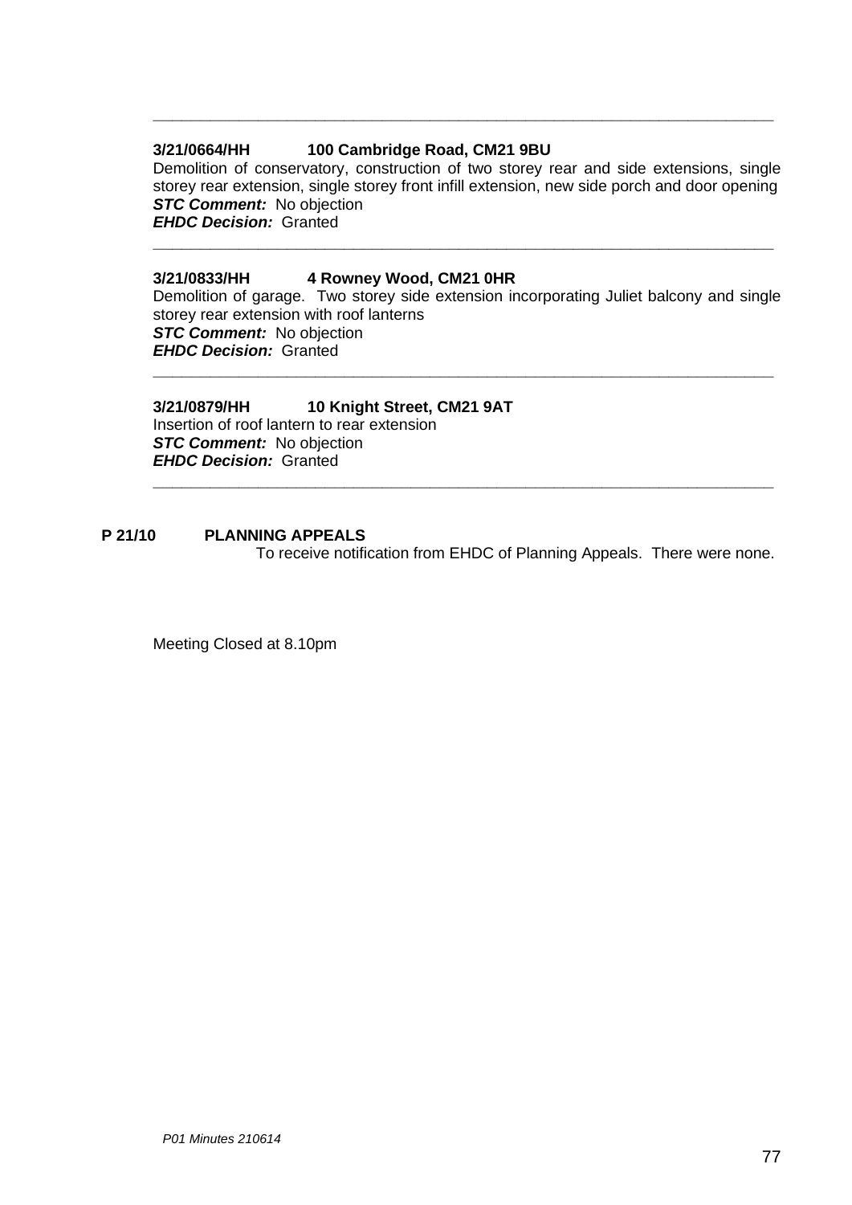---

**3/21/0664/HH 100 Cambridge Road, CM21 9BU**

Demolition of conservatory, construction of two storey rear and side extensions, single storey rear extension, single storey front infill extension, new side porch and door opening

***STC Comment:*** No objection

***EHDC Decision:*** Granted

---

**3/21/0833/HH 4 Rowney Wood, CM21 0HR**

Demolition of garage. Two storey side extension incorporating Juliet balcony and single storey rear extension with roof lanterns

***STC Comment:*** No objection

***EHDC Decision:*** Granted

---

**3/21/0879/HH 10 Knight Street, CM21 9AT**

Insertion of roof lantern to rear extension

***STC Comment:*** No objection

***EHDC Decision:*** Granted

---

**P 21/10 PLANNING APPEALS**

To receive notification from EHDC of Planning Appeals. There were none.

Meeting Closed at 8.10pm

*P01 Minutes 210614*